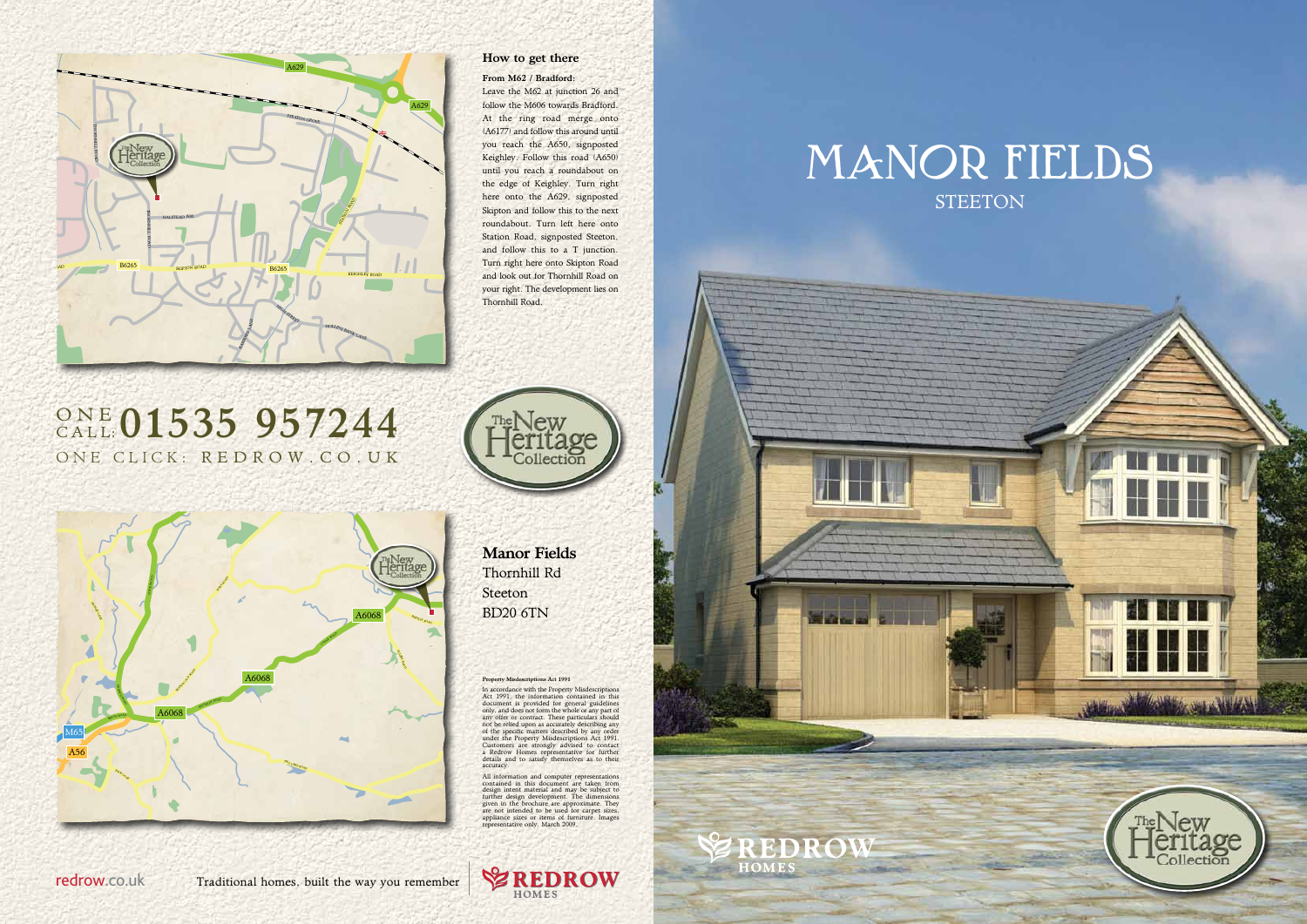# MANOR FIELDS

## STEETON

### How to get there

**From M62 / Bradford:**

Leave the M62 at junction 26 and follow the M606 towards Bradford. At the ring road merge onto (A6177) and follow this around until you reach the A650, signposted Keighley. Follow this road (A650) until you reach a roundabout on the edge of Keighley. Turn right here onto the A629, signposted Skipton and follow this to the next roundabout. Turn left here onto Station Road, signposted Steeton, and follow this to a T junction. Turn right here onto Skipton Road and look out for Thornhill Road on your right. The development lies on Thornhill Road.

ONE CALL: **01535 957244**

ONE CLICK: REDROW.CO.UK

The New Heritage Collection

**Manor Fields**
Thornhill Rd
Steeton
BD20 6TN

**Property Misdescriptions Act 1991**

In accordance with the Property Misdescriptions Act 1991, the information contained in this document is provided for general guidelines only, and does not form the whole or any part of any offer or contract. These particulars should not be relied upon as accurately describing any of the specific matters described by any order under the Property Misdescriptions Act 1991. Customers are strongly advised to contact a Redrow Homes representative for further details and to satisfy themselves as to their accuracy.

All information and computer representations contained in this document are taken from design intent material and may be subject to further design development. The dimensions given in the brochure are approximate. They are not intended to be used for carpet sizes, appliance sizes or items of furniture. Images representative only. March 2009.

redrow.co.uk  Traditional homes, built the way you remember

REDROW HOMES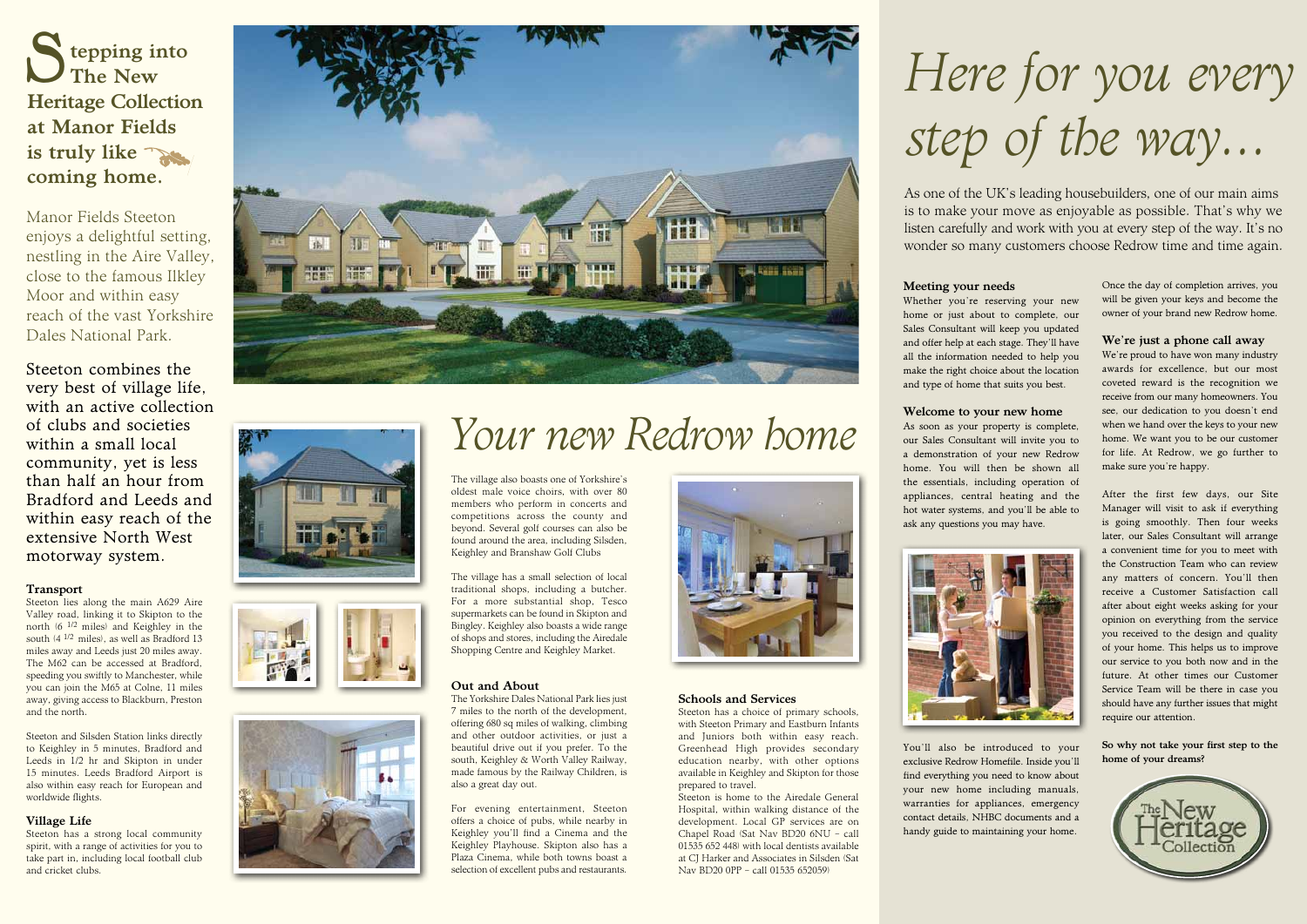# Stepping into The New Heritage Collection at Manor Fields is truly like coming home.

Manor Fields Steeton enjoys a delightful setting, nestling in the Aire Valley, close to the famous Ilkley Moor and within easy reach of the vast Yorkshire Dales National Park.

Steeton combines the very best of village life, with an active collection of clubs and societies within a small local community, yet is less than half an hour from Bradford and Leeds and within easy reach of the extensive North West motorway system.

**Transport**

Steeton lies along the main A629 Aire Valley road, linking it to Skipton to the north (6 1/2 miles) and Keighley in the south (4 1/2 miles), as well as Bradford 13 miles away and Leeds just 20 miles away. The M62 can be accessed at Bradford, speeding you swiftly to Manchester, while you can join the M65 at Colne, 11 miles away, giving access to Blackburn, Preston and the north.

Steeton and Silsden Station links directly to Keighley in 5 minutes, Bradford and Leeds in 1/2 hr and Skipton in under 15 minutes. Leeds Bradford Airport is also within easy reach for European and worldwide flights.

**Village Life**

Steeton has a strong local community spirit, with a range of activities for you to take part in, including local football club and cricket clubs.

# *Your new Redrow home*

The village also boasts one of Yorkshire's oldest male voice choirs, with over 80 members who perform in concerts and competitions across the county and beyond. Several golf courses can also be found around the area, including Silsden, Keighley and Branshaw Golf Clubs

The village has a small selection of local traditional shops, including a butcher. For a more substantial shop, Tesco supermarkets can be found in Skipton and Bingley. Keighley also boasts a wide range of shops and stores, including the Airedale Shopping Centre and Keighley Market.

**Out and About**

The Yorkshire Dales National Park lies just 7 miles to the north of the development, offering 680 sq miles of walking, climbing and other outdoor activities, or just a beautiful drive out if you prefer. To the south, Keighley & Worth Valley Railway, made famous by the Railway Children, is also a great day out.

For evening entertainment, Steeton offers a choice of pubs, while nearby in Keighley you'll find a Cinema and the Keighley Playhouse. Skipton also has a Plaza Cinema, while both towns boast a selection of excellent pubs and restaurants.

**Schools and Services**

Steeton has a choice of primary schools, with Steeton Primary and Eastburn Infants and Juniors both within easy reach. Greenhead High provides secondary education nearby, with other options available in Keighley and Skipton for those prepared to travel.

Steeton is home to the Airedale General Hospital, within walking distance of the development. Local GP services are on Chapel Road (Sat Nav BD20 6NU - call 01535 652 448) with local dentists available at CJ Harker and Associates in Silsden (Sat Nav BD20 0PP - call 01535 652059)

# *Here for you every step of the way...*

As one of the UK's leading housebuilders, one of our main aims is to make your move as enjoyable as possible. That's why we listen carefully and work with you at every step of the way. It's no wonder so many customers choose Redrow time and time again.

**Meeting your needs**

Whether you're reserving your new home or just about to complete, our Sales Consultant will keep you updated and offer help at each stage. They'll have all the information needed to help you make the right choice about the location and type of home that suits you best.

**Welcome to your new home**

As soon as your property is complete, our Sales Consultant will invite you to a demonstration of your new Redrow home. You will then be shown all the essentials, including operation of appliances, central heating and the hot water systems, and you'll be able to ask any questions you may have.

You'll also be introduced to your exclusive Redrow Homefile. Inside you'll find everything you need to know about your new home including manuals, warranties for appliances, emergency contact details, NHBC documents and a handy guide to maintaining your home.

Once the day of completion arrives, you will be given your keys and become the owner of your brand new Redrow home.

**We're just a phone call away**

We're proud to have won many industry awards for excellence, but our most coveted reward is the recognition we receive from our many homeowners. You see, our dedication to you doesn't end when we hand over the keys to your new home. We want you to be our customer for life. At Redrow, we go further to make sure you're happy.

After the first few days, our Site Manager will visit to ask if everything is going smoothly. Then four weeks later, our Sales Consultant will arrange a convenient time for you to meet with the Construction Team who can review any matters of concern. You'll then receive a Customer Satisfaction call after about eight weeks asking for your opinion on everything from the service you received to the design and quality of your home. This helps us to improve our service to you both now and in the future. At other times our Customer Service Team will be there in case you should have any further issues that might require our attention.

**So why not take your first step to the home of your dreams?**

The New Heritage Collection